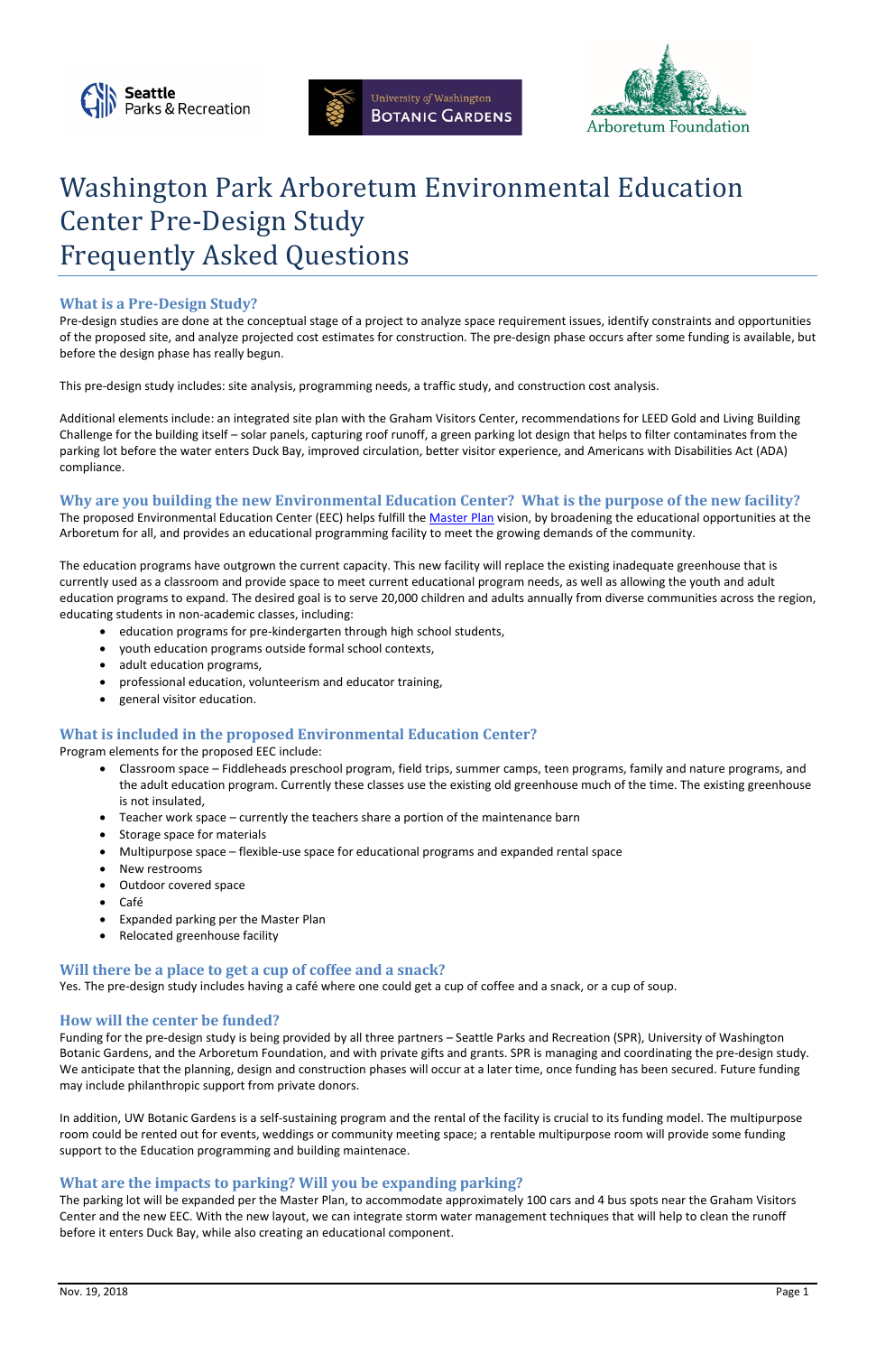# Washington Park Arboretum Environmental Education Center Pre-Design Study Frequently Asked Questions

## What is a Pre-Design Study?

Pre-design studies are done at the conceptual stage of a project to analyze space requirement issues, identify constraints and opportunities of the proposed site, and analyze projected cost estimates for construction. The pre-design phase occurs after some funding is available, but before the design phase has really begun.

This pre-design study includes: site analysis, programming needs, a traffic study, and construction cost analysis.

Additional elements include: an integrated site plan with the Graham Visitors Center, recommendations for LEED Gold and Living Building Challenge for the building itself – solar panels, capturing roof runoff, a green parking lot design that helps to filter contaminates from the parking lot before the water enters Duck Bay, improved circulation, better visitor experience, and Americans with Disabilities Act (ADA) compliance.

## Why are you building the new Environmental Education Center? What is the purpose of the new facility?

The proposed Environmental Education Center (EEC) helps fulfill the Master Plan vision, by broadening the educational opportunities at the Arboretum for all, and provides an educational programming facility to meet the growing demands of the community.

The education programs have outgrown the current capacity. This new facility will replace the existing inadequate greenhouse that is currently used as a classroom and provide space to meet current educational program needs, as well as allowing the youth and adult education programs to expand. The desired goal is to serve 20,000 children and adults annually from diverse communities across the region, educating students in non-academic classes, including:

- education programs for pre-kindergarten through high school students,
- youth education programs outside formal school contexts,
- adult education programs,
- professional education, volunteerism and educator training,
- general visitor education.

## What is included in the proposed Environmental Education Center?

Program elements for the proposed EEC include:

- Classroom space – Fiddleheads preschool program, field trips, summer camps, teen programs, family and nature programs, and the adult education program. Currently these classes use the existing old greenhouse much of the time. The existing greenhouse is not insulated,
- Teacher work space – currently the teachers share a portion of the maintenance barn
- Storage space for materials
- Multipurpose space – flexible-use space for educational programs and expanded rental space
- New restrooms
- Outdoor covered space
- Café
- Expanded parking per the Master Plan
- Relocated greenhouse facility

## Will there be a place to get a cup of coffee and a snack?

Yes. The pre-design study includes having a café where one could get a cup of coffee and a snack, or a cup of soup.

## How will the center be funded?

Funding for the pre-design study is being provided by all three partners – Seattle Parks and Recreation (SPR), University of Washington Botanic Gardens, and the Arboretum Foundation, and with private gifts and grants. SPR is managing and coordinating the pre-design study. We anticipate that the planning, design and construction phases will occur at a later time, once funding has been secured. Future funding may include philanthropic support from private donors.

In addition, UW Botanic Gardens is a self-sustaining program and the rental of the facility is crucial to its funding model. The multipurpose room could be rented out for events, weddings or community meeting space; a rentable multipurpose room will provide some funding support to the Education programming and building maintenace.

## What are the impacts to parking? Will you be expanding parking?

The parking lot will be expanded per the Master Plan, to accommodate approximately 100 cars and 4 bus spots near the Graham Visitors Center and the new EEC. With the new layout, we can integrate storm water management techniques that will help to clean the runoff before it enters Duck Bay, while also creating an educational component.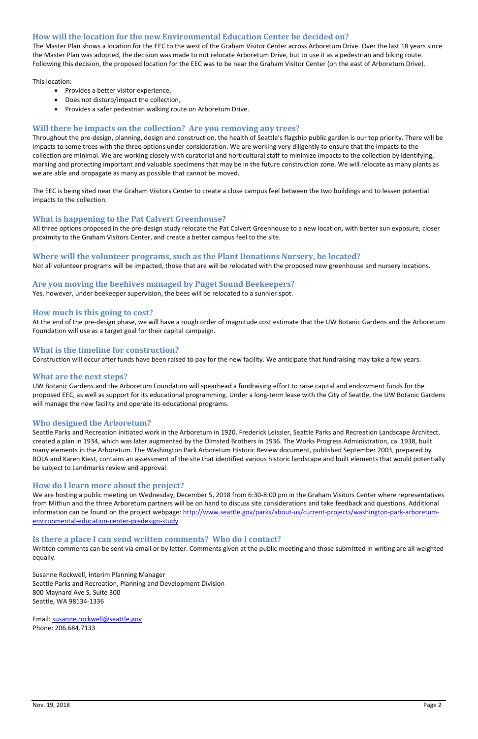### How will the location for the new Environmental Education Center be decided on?

The Master Plan shows a location for the EEC to the west of the Graham Visitor Center across Arboretum Drive. Over the last 18 years since the Master Plan was adopted, the decision was made to not relocate Arboretum Drive, but to use it as a pedestrian and biking route. Following this decision, the proposed location for the EEC was to be near the Graham Visitor Center (on the east of Arboretum Drive).

This location:

- Provides a better visitor experience,
- Does not disturb/impact the collection,
- Provides a safer pedestrian walking route on Arboretum Drive.

### Will there be impacts on the collection? Are you removing any trees?

Throughout the pre-design, planning, design and construction, the health of Seattle's flagship public garden is our top priority. There will be impacts to some trees with the three options under consideration. We are working very diligently to ensure that the impacts to the collection are minimal. We are working closely with curatorial and horticultural staff to minimize impacts to the collection by identifying, marking and protecting important and valuable specimens that may be in the future construction zone. We will relocate as many plants as we are able and propagate as many as possible that cannot be moved.

The EEC is being sited near the Graham Visitors Center to create a close campus feel between the two buildings and to lessen potential impacts to the collection.

### What is happening to the Pat Calvert Greenhouse?

All three options proposed in the pre-design study relocate the Pat Calvert Greenhouse to a new location, with better sun exposure, closer proximity to the Graham Visitors Center, and create a better campus feel to the site.

### Where will the volunteer programs, such as the Plant Donations Nursery, be located?

Not all volunteer programs will be impacted, those that are will be relocated with the proposed new greenhouse and nursery locations.

### Are you moving the beehives managed by Puget Sound Beekeepers?

Yes, however, under beekeeper supervision, the bees will be relocated to a sunnier spot.

### How much is this going to cost?

At the end of the pre-design phase, we will have a rough order of magnitude cost estimate that the UW Botanic Gardens and the Arboretum Foundation will use as a target goal for their capital campaign.

### What is the timeline for construction?

Construction will occur after funds have been raised to pay for the new facility. We anticipate that fundraising may take a few years.

### What are the next steps?

UW Botanic Gardens and the Arboretum Foundation will spearhead a fundraising effort to raise capital and endowment funds for the proposed EEC, as well as support for its educational programming. Under a long-term lease with the City of Seattle, the UW Botanic Gardens will manage the new facility and operate its educational programs.

### Who designed the Arboretum?

Seattle Parks and Recreation initiated work in the Arboretum in 1920. Frederick Leissler, Seattle Parks and Recreation Landscape Architect, created a plan in 1934, which was later augmented by the Olmsted Brothers in 1936. The Works Progress Administration, ca. 1938, built many elements in the Arboretum. The Washington Park Arboretum Historic Review document, published September 2003, prepared by BOLA and Karen Kiest, contains an assessment of the site that identified various historic landscape and built elements that would potentially be subject to Landmarks review and approval.

### How do I learn more about the project?

We are hosting a public meeting on Wednesday, December 5, 2018 from 6:30-8:00 pm in the Graham Visitors Center where representatives from Mithun and the three Arboretum partners will be on hand to discuss site considerations and take feedback and questions. Additional information can be found on the project webpage: [http://www.seattle.gov/parks/about-us/current-projects/washington-park-arboretum-environmental-education-center-predesign-study](http://www.seattle.gov/parks/about-us/current-projects/washington-park-arboretum-environmental-education-center-predesign-study)

### Is there a place I can send written comments? Who do I contact?

Written comments can be sent via email or by letter. Comments given at the public meeting and those submitted in writing are all weighted equally.

Susanne Rockwell, Interim Planning Manager
Seattle Parks and Recreation, Planning and Development Division
800 Maynard Ave S, Suite 300
Seattle, WA 98134-1336

Email: [susanne.rockwell@seattle.gov](mailto:susanne.rockwell@seattle.gov)
Phone: 206.684.7133

Nov. 19, 2018